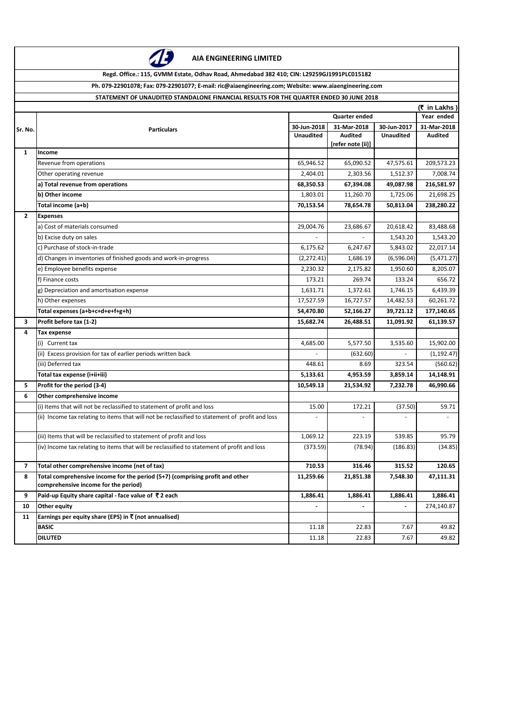# AIA ENGINEERING LIMITED

**Regd. Office.: 115, GVMM Estate, Odhav Road, Ahmedabad 382 410; CIN: L29259GJ1991PLC015182**

**Ph. 079-22901078; Fax: 079-22901077; E-mail: ric@aiaengineering.com; Website: www.aiaengineering.com**

**STATEMENT OF UNAUDITED STANDALONE FINANCIAL RESULTS FOR THE QUARTER ENDED 30 JUNE 2018**

**(₹ in Lakhs )**

| Sr. No. | Particulars | Quarter ended | | | Year ended |
|---|---|---|---|---|---|
| | | 30-Jun-2018 Unaudited | 31-Mar-2018 Audited [refer note (ii)] | 30-Jun-2017 Unaudited | 31-Mar-2018 Audited |
| **1** | **Income** | | | | |
| | Revenue from operations | 65,946.52 | 65,090.52 | 47,575.61 | 209,573.23 |
| | Other operating revenue | 2,404.01 | 2,303.56 | 1,512.37 | 7,008.74 |
| | **a) Total revenue from operations** | **68,350.53** | **67,394.08** | **49,087.98** | **216,581.97** |
| | **b) Other income** | 1,803.01 | 11,260.70 | 1,725.06 | 21,698.25 |
| | **Total income (a+b)** | **70,153.54** | **78,654.78** | **50,813.04** | **238,280.22** |
| **2** | **Expenses** | | | | |
| | a) Cost of materials consumed | 29,004.76 | 23,686.67 | 20,618.42 | 83,488.68 |
| | b) Excise duty on sales | - | - | 1,543.20 | 1,543.20 |
| | c) Purchase of stock-in-trade | 6,175.62 | 6,247.67 | 5,843.02 | 22,017.14 |
| | d) Changes in inventories of finished goods and work-in-progress | (2,272.41) | 1,686.19 | (6,596.04) | (5,471.27) |
| | e) Employee benefits expense | 2,230.32 | 2,175.82 | 1,950.60 | 8,205.07 |
| | f) Finance costs | 173.21 | 269.74 | 133.24 | 656.72 |
| | g) Depreciation and amortisation expense | 1,631.71 | 1,372.61 | 1,746.15 | 6,439.39 |
| | h) Other expenses | 17,527.59 | 16,727.57 | 14,482.53 | 60,261.72 |
| | **Total expenses (a+b+c+d+e+f+g+h)** | **54,470.80** | **52,166.27** | **39,721.12** | **177,140.65** |
| **3** | **Profit before tax (1-2)** | **15,682.74** | **26,488.51** | **11,091.92** | **61,139.57** |
| **4** | **Tax expense** | | | | |
| | (i) Current tax | 4,685.00 | 5,577.50 | 3,535.60 | 15,902.00 |
| | (ii) Excess provision for tax of earlier periods written back | - | (632.60) | - | (1,192.47) |
| | (iii) Deferred tax | 448.61 | 8.69 | 323.54 | (560.62) |
| | **Total tax expense (i+ii+iii)** | **5,133.61** | **4,953.59** | **3,859.14** | **14,148.91** |
| **5** | **Profit for the period (3-4)** | **10,549.13** | **21,534.92** | **7,232.78** | **46,990.66** |
| **6** | **Other comprehensive income** | | | | |
| | (i) Items that will not be reclassified to statement of profit and loss | 15.00 | 172.21 | (37.50) | 59.71 |
| | (ii) Income tax relating to items that will not be reclassified to statement of profit and loss | - | - | - | - |
| | (iii) Items that will be reclassified to statement of profit and loss | 1,069.12 | 223.19 | 539.85 | 95.79 |
| | (iv) Income tax relating to items that will be reclassified to statement of profit and loss | (373.59) | (78.94) | (186.83) | (34.85) |
| **7** | **Total other comprehensive income (net of tax)** | **710.53** | **316.46** | **315.52** | **120.65** |
| **8** | **Total comprehensive income for the period (5+7) (comprising profit and other comprehensive income for the period)** | **11,259.66** | **21,851.38** | **7,548.30** | **47,111.31** |
| **9** | **Paid-up Equity share capital - face value of ₹ 2 each** | **1,886.41** | **1,886.41** | **1,886.41** | **1,886.41** |
| **10** | **Other equity** | - | - | - | 274,140.87 |
| **11** | **Earnings per equity share (EPS) in ₹ (not annualised)** | | | | |
| | **BASIC** | 11.18 | 22.83 | 7.67 | 49.82 |
| | **DILUTED** | 11.18 | 22.83 | 7.67 | 49.82 |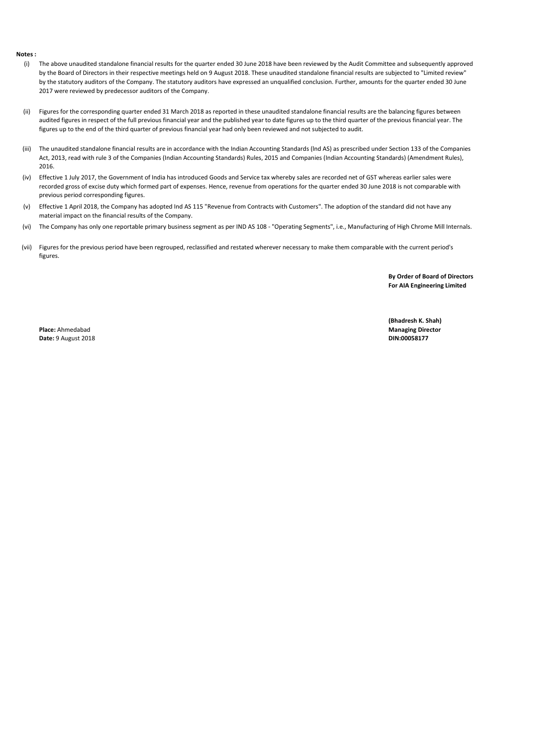**Notes :**

(i) The above unaudited standalone financial results for the quarter ended 30 June 2018 have been reviewed by the Audit Committee and subsequently approved by the Board of Directors in their respective meetings held on 9 August 2018. These unaudited standalone financial results are subjected to "Limited review" by the statutory auditors of the Company. The statutory auditors have expressed an unqualified conclusion. Further, amounts for the quarter ended 30 June 2017 were reviewed by predecessor auditors of the Company.

(ii) Figures for the corresponding quarter ended 31 March 2018 as reported in these unaudited standalone financial results are the balancing figures between audited figures in respect of the full previous financial year and the published year to date figures up to the third quarter of the previous financial year. The figures up to the end of the third quarter of previous financial year had only been reviewed and not subjected to audit.

(iii) The unaudited standalone financial results are in accordance with the Indian Accounting Standards (lnd AS) as prescribed under Section 133 of the Companies Act, 2013, read with rule 3 of the Companies (Indian Accounting Standards) Rules, 2015 and Companies (Indian Accounting Standards) (Amendment Rules), 2016.

(iv) Effective 1 July 2017, the Government of India has introduced Goods and Service tax whereby sales are recorded net of GST whereas earlier sales were recorded gross of excise duty which formed part of expenses. Hence, revenue from operations for the quarter ended 30 June 2018 is not comparable with previous period corresponding figures.

(v) Effective 1 April 2018, the Company has adopted Ind AS 115 "Revenue from Contracts with Customers". The adoption of the standard did not have any material impact on the financial results of the Company.

(vi) The Company has only one reportable primary business segment as per IND AS 108 - "Operating Segments", i.e., Manufacturing of High Chrome Mill Internals.

(vii) Figures for the previous period have been regrouped, reclassified and restated wherever necessary to make them comparable with the current period's figures.

**By Order of Board of Directors**
**For AIA Engineering Limited**

**(Bhadresh K. Shah)**
**Managing Director**
**DIN:00058177**

**Place:** Ahmedabad
**Date:** 9 August 2018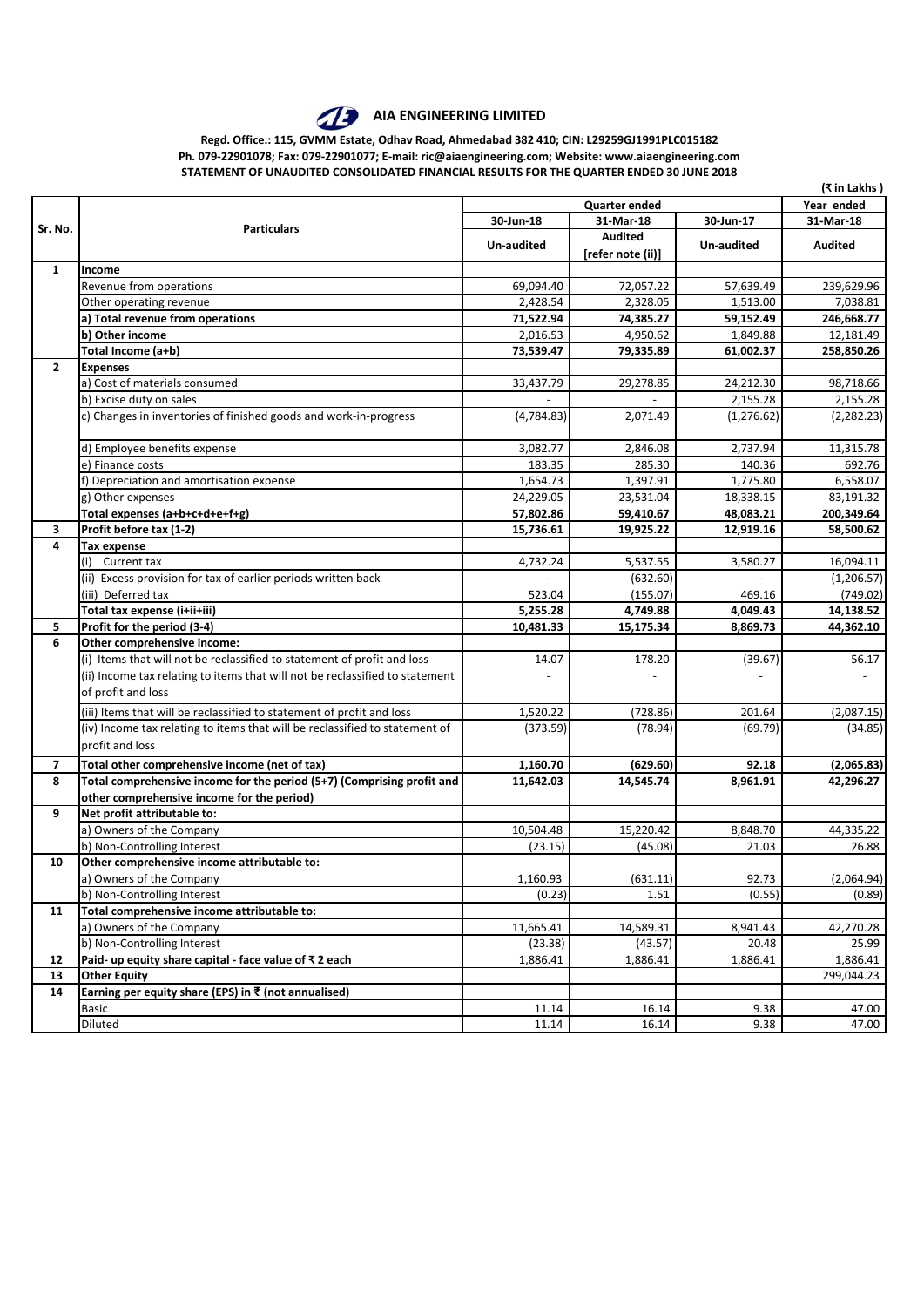# AIA ENGINEERING LIMITED

**Regd. Office.: 115, GVMM Estate, Odhav Road, Ahmedabad 382 410; CIN: L29259GJ1991PLC015182**
**Ph. 079-22901078; Fax: 079-22901077; E-mail: ric@aiaengineering.com; Website: www.aiaengineering.com**
**STATEMENT OF UNAUDITED CONSOLIDATED FINANCIAL RESULTS FOR THE QUARTER ENDED 30 JUNE 2018**

**(₹ in Lakhs )**

| Sr. No. | Particulars | Quarter ended | | | Year ended |
|---|---|---|---|---|---|
| | | 30-Jun-18 | 31-Mar-18 | 30-Jun-17 | 31-Mar-18 |
| | | Un-audited | Audited [refer note (ii)] | Un-audited | Audited |
| **1** | **Income** | | | | |
| | Revenue from operations | 69,094.40 | 72,057.22 | 57,639.49 | 239,629.96 |
| | Other operating revenue | 2,428.54 | 2,328.05 | 1,513.00 | 7,038.81 |
| | **a) Total revenue from operations** | **71,522.94** | **74,385.27** | **59,152.49** | **246,668.77** |
| | **b) Other income** | **2,016.53** | **4,950.62** | **1,849.88** | **12,181.49** |
| | **Total Income (a+b)** | **73,539.47** | **79,335.89** | **61,002.37** | **258,850.26** |
| **2** | **Expenses** | | | | |
| | a) Cost of materials consumed | 33,437.79 | 29,278.85 | 24,212.30 | 98,718.66 |
| | b) Excise duty on sales | - | - | 2,155.28 | 2,155.28 |
| | c) Changes in inventories of finished goods and work-in-progress | (4,784.83) | 2,071.49 | (1,276.62) | (2,282.23) |
| | d) Employee benefits expense | 3,082.77 | 2,846.08 | 2,737.94 | 11,315.78 |
| | e) Finance costs | 183.35 | 285.30 | 140.36 | 692.76 |
| | f) Depreciation and amortisation expense | 1,654.73 | 1,397.91 | 1,775.80 | 6,558.07 |
| | g) Other expenses | 24,229.05 | 23,531.04 | 18,338.15 | 83,191.32 |
| | **Total expenses (a+b+c+d+e+f+g)** | **57,802.86** | **59,410.67** | **48,083.21** | **200,349.64** |
| **3** | **Profit before tax (1-2)** | **15,736.61** | **19,925.22** | **12,919.16** | **58,500.62** |
| **4** | **Tax expense** | | | | |
| | (i) Current tax | 4,732.24 | 5,537.55 | 3,580.27 | 16,094.11 |
| | (ii) Excess provision for tax of earlier periods written back | - | (632.60) | - | (1,206.57) |
| | (iii) Deferred tax | 523.04 | (155.07) | 469.16 | (749.02) |
| | **Total tax expense (i+ii+iii)** | **5,255.28** | **4,749.88** | **4,049.43** | **14,138.52** |
| **5** | **Profit for the period (3-4)** | **10,481.33** | **15,175.34** | **8,869.73** | **44,362.10** |
| **6** | **Other comprehensive income:** | | | | |
| | (i) Items that will not be reclassified to statement of profit and loss | 14.07 | 178.20 | (39.67) | 56.17 |
| | (ii) Income tax relating to items that will not be reclassified to statement of profit and loss | - | - | - | - |
| | (iii) Items that will be reclassified to statement of profit and loss | 1,520.22 | (728.86) | 201.64 | (2,087.15) |
| | (iv) Income tax relating to items that will be reclassified to statement of profit and loss | (373.59) | (78.94) | (69.79) | (34.85) |
| **7** | **Total other comprehensive income (net of tax)** | **1,160.70** | **(629.60)** | **92.18** | **(2,065.83)** |
| **8** | **Total comprehensive income for the period (5+7) (Comprising profit and other comprehensive income for the period)** | **11,642.03** | **14,545.74** | **8,961.91** | **42,296.27** |
| **9** | **Net profit attributable to:** | | | | |
| | a) Owners of the Company | 10,504.48 | 15,220.42 | 8,848.70 | 44,335.22 |
| | b) Non-Controlling Interest | (23.15) | (45.08) | 21.03 | 26.88 |
| **10** | **Other comprehensive income attributable to:** | | | | |
| | a) Owners of the Company | 1,160.93 | (631.11) | 92.73 | (2,064.94) |
| | b) Non-Controlling Interest | (0.23) | 1.51 | (0.55) | (0.89) |
| **11** | **Total comprehensive income attributable to:** | | | | |
| | a) Owners of the Company | 11,665.41 | 14,589.31 | 8,941.43 | 42,270.28 |
| | b) Non-Controlling Interest | (23.38) | (43.57) | 20.48 | 25.99 |
| **12** | **Paid- up equity share capital - face value of ₹ 2 each** | 1,886.41 | 1,886.41 | 1,886.41 | 1,886.41 |
| **13** | **Other Equity** | | | | 299,044.23 |
| **14** | **Earning per equity share (EPS) in ₹ (not annualised)** | | | | |
| | Basic | 11.14 | 16.14 | 9.38 | 47.00 |
| | Diluted | 11.14 | 16.14 | 9.38 | 47.00 |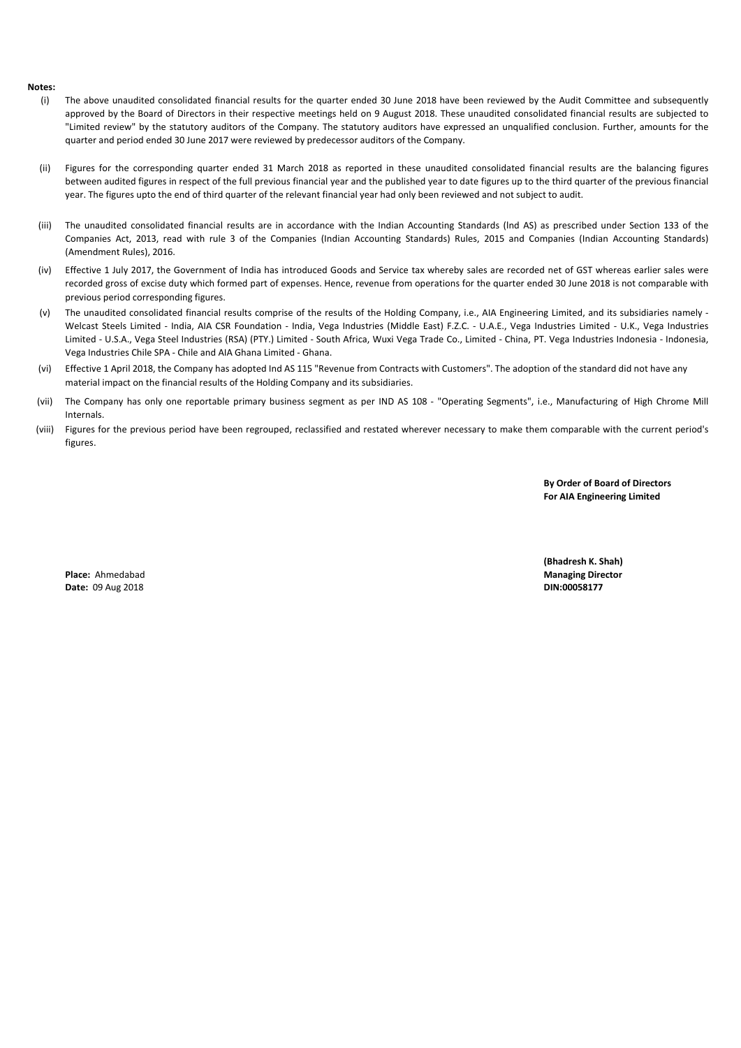**Notes:**

(i) The above unaudited consolidated financial results for the quarter ended 30 June 2018 have been reviewed by the Audit Committee and subsequently approved by the Board of Directors in their respective meetings held on 9 August 2018. These unaudited consolidated financial results are subjected to "Limited review" by the statutory auditors of the Company. The statutory auditors have expressed an unqualified conclusion. Further, amounts for the quarter and period ended 30 June 2017 were reviewed by predecessor auditors of the Company.

(ii) Figures for the corresponding quarter ended 31 March 2018 as reported in these unaudited consolidated financial results are the balancing figures between audited figures in respect of the full previous financial year and the published year to date figures up to the third quarter of the previous financial year. The figures upto the end of third quarter of the relevant financial year had only been reviewed and not subject to audit.

(iii) The unaudited consolidated financial results are in accordance with the Indian Accounting Standards (Ind AS) as prescribed under Section 133 of the Companies Act, 2013, read with rule 3 of the Companies (Indian Accounting Standards) Rules, 2015 and Companies (Indian Accounting Standards) (Amendment Rules), 2016.

(iv) Effective 1 July 2017, the Government of India has introduced Goods and Service tax whereby sales are recorded net of GST whereas earlier sales were recorded gross of excise duty which formed part of expenses. Hence, revenue from operations for the quarter ended 30 June 2018 is not comparable with previous period corresponding figures.

(v) The unaudited consolidated financial results comprise of the results of the Holding Company, i.e., AIA Engineering Limited, and its subsidiaries namely - Welcast Steels Limited - India, AIA CSR Foundation - India, Vega Industries (Middle East) F.Z.C. - U.A.E., Vega Industries Limited - U.K., Vega Industries Limited - U.S.A., Vega Steel Industries (RSA) (PTY.) Limited - South Africa, Wuxi Vega Trade Co., Limited - China, PT. Vega Industries Indonesia - Indonesia, Vega Industries Chile SPA - Chile and AIA Ghana Limited - Ghana.

(vi) Effective 1 April 2018, the Company has adopted Ind AS 115 "Revenue from Contracts with Customers". The adoption of the standard did not have any material impact on the financial results of the Holding Company and its subsidiaries.

(vii) The Company has only one reportable primary business segment as per IND AS 108 - "Operating Segments", i.e., Manufacturing of High Chrome Mill Internals.

(viii) Figures for the previous period have been regrouped, reclassified and restated wherever necessary to make them comparable with the current period's figures.

**By Order of Board of Directors**
**For AIA Engineering Limited**

**(Bhadresh K. Shah)**
**Managing Director**
**DIN:00058177**

**Place:** Ahmedabad
**Date:** 09 Aug 2018